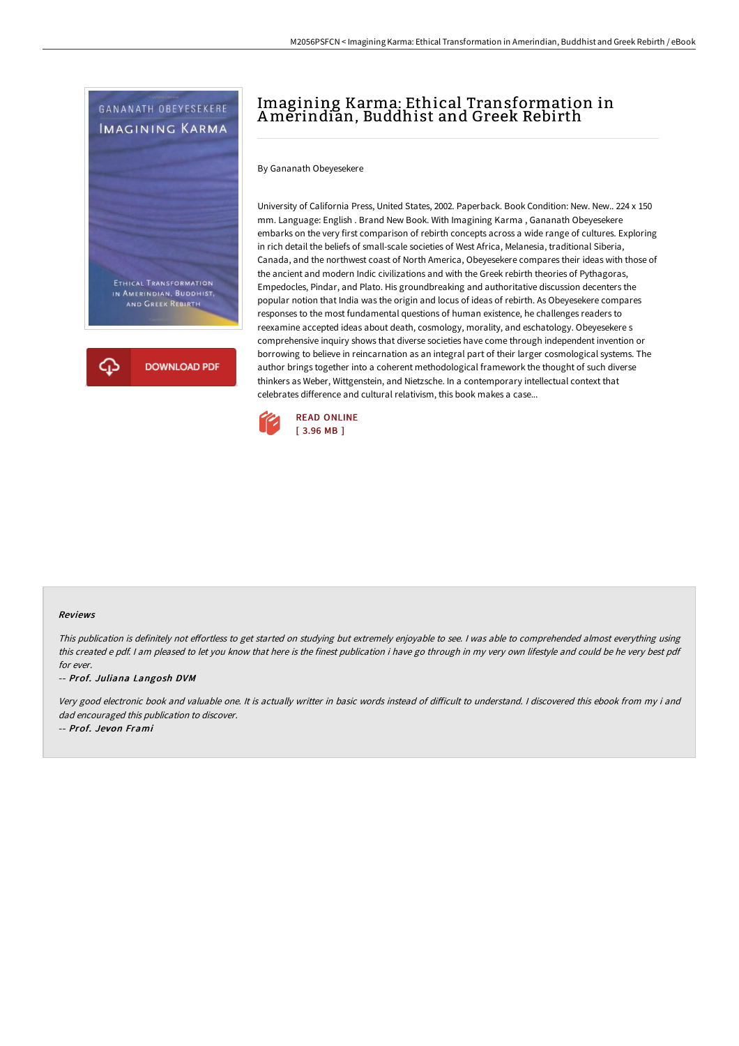# Imagining Karma: Ethical Transformation in Amerindian, Buddhist and Greek Rebirth

By Gananath Obeyesekere

University of California Press, United States, 2002. Paperback. Book Condition: New. New.. 224 x 150 mm. Language: English . Brand New Book. With Imagining Karma , Gananath Obeyesekere embarks on the very first comparison of rebirth concepts across a wide range of cultures. Exploring in rich detail the beliefs of small-scale societies of West Africa, Melanesia, traditional Siberia, Canada, and the northwest coast of North America, Obeyesekere compares their ideas with those of the ancient and modern Indic civilizations and with the Greek rebirth theories of Pythagoras, Empedocles, Pindar, and Plato. His groundbreaking and authoritative discussion decenters the popular notion that India was the origin and locus of ideas of rebirth. As Obeyesekere compares responses to the most fundamental questions of human existence, he challenges readers to reexamine accepted ideas about death, cosmology, morality, and eschatology. Obeyesekere s comprehensive inquiry shows that diverse societies have come through independent invention or borrowing to believe in reincarnation as an integral part of their larger cosmological systems. The author brings together into a coherent methodological framework the thought of such diverse thinkers as Weber, Wittgenstein, and Nietzsche. In a contemporary intellectual context that celebrates difference and cultural relativism, this book makes a case...

READ ONLINE
[ 3.96 MB ]

#### Reviews

*This publication is definitely not effortless to get started on studying but extremely enjoyable to see. I was able to comprehended almost everything using this created e pdf. I am pleased to let you know that here is the finest publication i have go through in my very own lifestyle and could be he very best pdf for ever.*

-- ***Prof. Juliana Langosh DVM***

*Very good electronic book and valuable one. It is actually writter in basic words instead of difficult to understand. I discovered this ebook from my i and dad encouraged this publication to discover.*

-- ***Prof. Jevon Frami***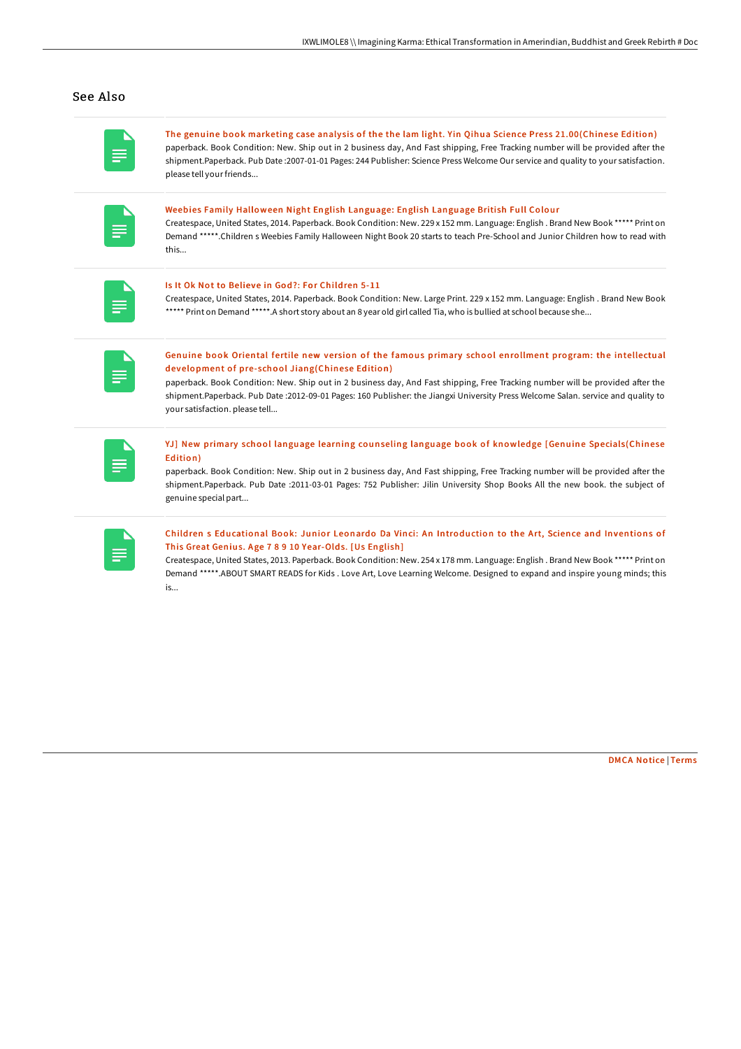## See Also

**The genuine book marketing case analysis of the the lam light. Yin Qihua Science Press 21.00(Chinese Edition)**
paperback. Book Condition: New. Ship out in 2 business day, And Fast shipping, Free Tracking number will be provided after the shipment.Paperback. Pub Date :2007-01-01 Pages: 244 Publisher: Science Press Welcome Our service and quality to your satisfaction. please tell your friends...

**Weebies Family Halloween Night English Language: English Language British Full Colour**
Createspace, United States, 2014. Paperback. Book Condition: New. 229 x 152 mm. Language: English . Brand New Book ***** Print on Demand *****.Children s Weebies Family Halloween Night Book 20 starts to teach Pre-School and Junior Children how to read with this...

**Is It Ok Not to Believe in God?: For Children 5-11**
Createspace, United States, 2014. Paperback. Book Condition: New. Large Print. 229 x 152 mm. Language: English . Brand New Book ***** Print on Demand *****.A short story about an 8 year old girl called Tia, who is bullied at school because she...

**Genuine book Oriental fertile new version of the famous primary school enrollment program: the intellectual development of pre-school Jiang(Chinese Edition)**
paperback. Book Condition: New. Ship out in 2 business day, And Fast shipping, Free Tracking number will be provided after the shipment.Paperback. Pub Date :2012-09-01 Pages: 160 Publisher: the Jiangxi University Press Welcome Salan. service and quality to your satisfaction. please tell...

**YJ] New primary school language learning counseling language book of knowledge [Genuine Specials(Chinese Edition)**
paperback. Book Condition: New. Ship out in 2 business day, And Fast shipping, Free Tracking number will be provided after the shipment.Paperback. Pub Date :2011-03-01 Pages: 752 Publisher: Jilin University Shop Books All the new book. the subject of genuine special part...

**Children s Educational Book: Junior Leonardo Da Vinci: An Introduction to the Art, Science and Inventions of This Great Genius. Age 7 8 9 10 Year-Olds. [Us English]**
Createspace, United States, 2013. Paperback. Book Condition: New. 254 x 178 mm. Language: English . Brand New Book ***** Print on Demand *****.ABOUT SMART READS for Kids . Love Art, Love Learning Welcome. Designed to expand and inspire young minds; this is...